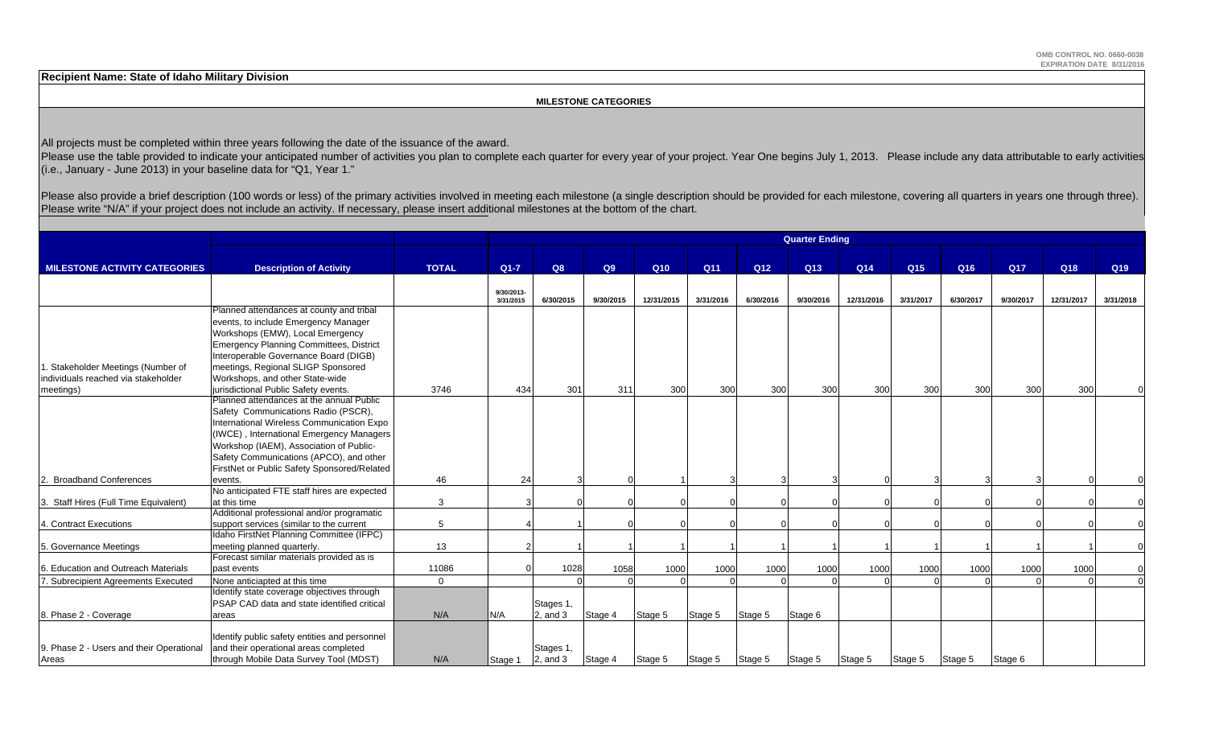OMB CONTROL NO. 0660-0038
EXPIRATION DATE 8/31/2016

**Recipient Name: State of Idaho Military Division**

**MILESTONE CATEGORIES**

All projects must be completed within three years following the date of the issuance of the award.
Please use the table provided to indicate your anticipated number of activities you plan to complete each quarter for every year of your project. Year One begins July 1, 2013. Please include any data attributable to early activities (i.e., January - June 2013) in your baseline data for "Q1, Year 1."

Please also provide a brief description (100 words or less) of the primary activities involved in meeting each milestone (a single description should be provided for each milestone, covering all quarters in years one through three). Please write "N/A" if your project does not include an activity. If necessary, please insert additional milestones at the bottom of the chart.

| MILESTONE ACTIVITY CATEGORIES | Description of Activity | TOTAL | Quarter Ending | | | | | | | | | | | | |
|---|---|---|---|---|---|---|---|---|---|---|---|---|---|---|---|
| | | | Q1-7 | Q8 | Q9 | Q10 | Q11 | Q12 | Q13 | Q14 | Q15 | Q16 | Q17 | Q18 | Q19 |
| | | | 9/30/2013-3/31/2015 | 6/30/2015 | 9/30/2015 | 12/31/2015 | 3/31/2016 | 6/30/2016 | 9/30/2016 | 12/31/2016 | 3/31/2017 | 6/30/2017 | 9/30/2017 | 12/31/2017 | 3/31/2018 |
| 1. Stakeholder Meetings (Number of individuals reached via stakeholder meetings) | Planned attendances at county and tribal events, to include Emergency Manager Workshops (EMW), Local Emergency Emergency Planning Committees, District Interoperable Governance Board (DIGB) meetings, Regional SLIGP Sponsored Workshops, and other State-wide jurisdictional Public Safety events. | 3746 | 434 | 301 | 311 | 300 | 300 | 300 | 300 | 300 | 300 | 300 | 300 | 300 | 0 |
| 2. Broadband Conferences | Planned attendances at the annual Public Safety Communications Radio (PSCR), International Wireless Communication Expo (IWCE) , International Emergency Managers Workshop (IAEM), Association of Public-Safety Communications (APCO), and other FirstNet or Public Safety Sponsored/Related events. | 46 | 24 | 3 | 0 | 1 | 3 | 3 | 3 | 0 | 3 | 3 | 3 | 0 | 0 |
| 3. Staff Hires (Full Time Equivalent) | No anticipated FTE staff hires are expected at this time | 3 | 3 | 0 | 0 | 0 | 0 | 0 | 0 | 0 | 0 | 0 | 0 | 0 | 0 |
| 4. Contract Executions | Additional professional and/or programatic support services (similar to the current | 5 | 4 | 1 | 0 | 0 | 0 | 0 | 0 | 0 | 0 | 0 | 0 | 0 | 0 |
| 5. Governance Meetings | Idaho FirstNet Planning Committee (IFPC) meeting planned quarterly. | 13 | 2 | 1 | 1 | 1 | 1 | 1 | 1 | 1 | 1 | 1 | 1 | 1 | 0 |
| 6. Education and Outreach Materials | Forecast similar materials provided as is past events | 11086 | 0 | 1028 | 1058 | 1000 | 1000 | 1000 | 1000 | 1000 | 1000 | 1000 | 1000 | 1000 | 0 |
| 7. Subrecipient Agreements Executed | None anticiapted at this time | 0 | | 0 | 0 | 0 | 0 | 0 | 0 | 0 | 0 | 0 | 0 | 0 | 0 |
| 8. Phase 2 - Coverage | Identify state coverage objectives through PSAP CAD data and state identified critical areas | N/A | N/A | Stages 1, 2, and 3 | Stage 4 | Stage 5 | Stage 5 | Stage 5 | Stage 6 | | | | | | |
| 9. Phase 2 - Users and their Operational Areas | Identify public safety entities and personnel and their operational areas completed through Mobile Data Survey Tool (MDST) | N/A | Stage 1 | Stages 1, 2, and 3 | Stage 4 | Stage 5 | Stage 5 | Stage 5 | Stage 5 | Stage 5 | Stage 5 | Stage 5 | Stage 6 | | |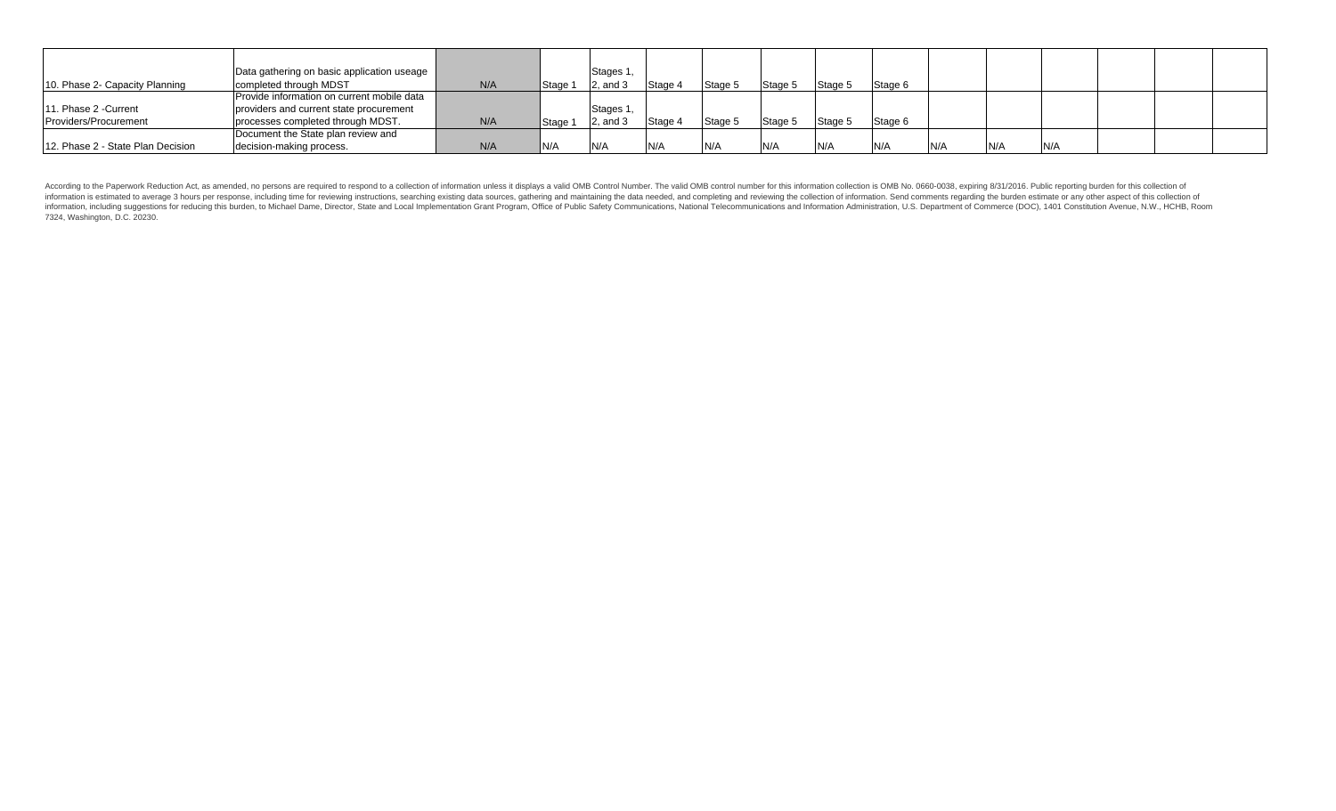| | | | | | | | | | | | | | | | |
|---|---|---|---|---|---|---|---|---|---|---|---|---|---|---|---|
| 10. Phase 2- Capacity Planning | Data gathering on basic application useage completed through MDST | N/A | Stage 1 | Stages 1, 2, and 3 | Stage 4 | Stage 5 | Stage 5 | Stage 5 | Stage 6 | | | | | | |
| 11. Phase 2 -Current Providers/Procurement | Provide information on current mobile data providers and current state procurement processes completed through MDST. | N/A | Stage 1 | Stages 1, 2, and 3 | Stage 4 | Stage 5 | Stage 5 | Stage 5 | Stage 6 | | | | | | |
| 12. Phase 2 - State Plan Decision | Document the State plan review and decision-making process. | N/A | N/A | N/A | N/A | N/A | N/A | N/A | N/A | N/A | N/A | N/A | | | |

According to the Paperwork Reduction Act, as amended, no persons are required to respond to a collection of information unless it displays a valid OMB Control Number. The valid OMB control number for this information collection is OMB No. 0660-0038, expiring 8/31/2016. Public reporting burden for this collection of information is estimated to average 3 hours per response, including time for reviewing instructions, searching existing data sources, gathering and maintaining the data needed, and completing and reviewing the collection of information. Send comments regarding the burden estimate or any other aspect of this collection of information, including suggestions for reducing this burden, to Michael Dame, Director, State and Local Implementation Grant Program, Office of Public Safety Communications, National Telecommunications and Information Administration, U.S. Department of Commerce (DOC), 1401 Constitution Avenue, N.W., HCHB, Room 7324, Washington, D.C. 20230.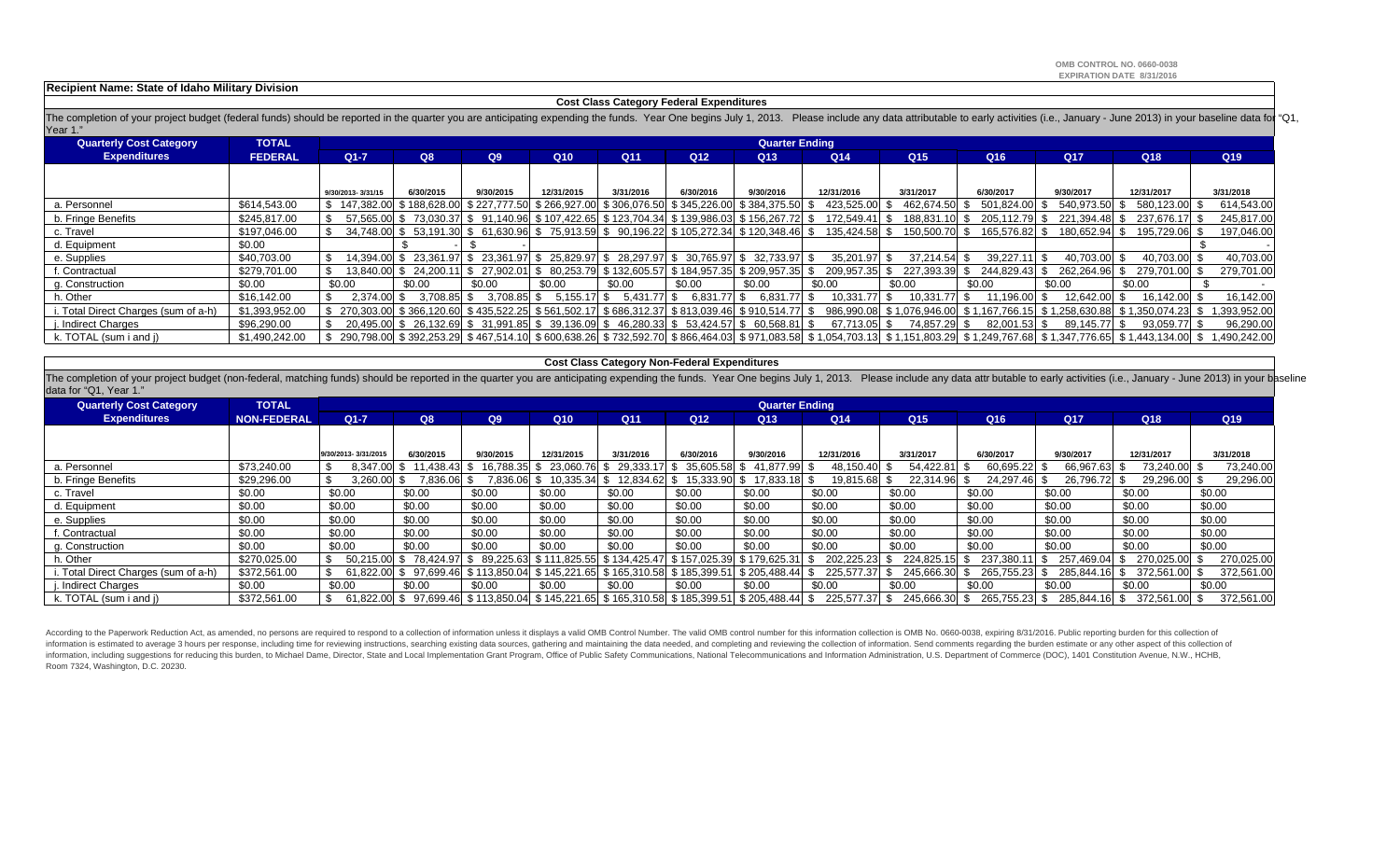OMB CONTROL NO. 0660-0038
EXPIRATION DATE 8/31/2016

**Recipient Name: State of Idaho Military Division**

## Cost Class Category Federal Expenditures

The completion of your project budget (federal funds) should be reported in the quarter you are anticipating expending the funds. Year One begins July 1, 2013. Please include any data attributable to early activities (i.e., January - June 2013) in your baseline data for "Q1, Year 1."

| Quarterly Cost Category Expenditures | TOTAL FEDERAL | Quarter Ending | | | | | | | | | | | | |
|---|---|---|---|---|---|---|---|---|---|---|---|---|---|---|
| | | Q1-7 | Q8 | Q9 | Q10 | Q11 | Q12 | Q13 | Q14 | Q15 | Q16 | Q17 | Q18 | Q19 |
| | | 9/30/2013- 3/31/15 | 6/30/2015 | 9/30/2015 | 12/31/2015 | 3/31/2016 | 6/30/2016 | 9/30/2016 | 12/31/2016 | 3/31/2017 | 6/30/2017 | 9/30/2017 | 12/31/2017 | 3/31/2018 |
| a. Personnel | $614,543.00 | $ 147,382.00 | $ 188,628.00 | $ 227,777.50 | $ 266,927.00 | $ 306,076.50 | $ 345,226.00 | $ 384,375.50 | $ 423,525.00 | $ 462,674.50 | $ 501,824.00 | $ 540,973.50 | $ 580,123.00 | $ 614,543.00 |
| b. Fringe Benefits | $245,817.00 | $ 57,565.00 | $ 73,030.37 | $ 91,140.96 | $ 107,422.65 | $ 123,704.34 | $ 139,986.03 | $ 156,267.72 | $ 172,549.41 | $ 188,831.10 | $ 205,112.79 | $ 221,394.48 | $ 237,676.17 | $ 245,817.00 |
| c. Travel | $197,046.00 | $ 34,748.00 | $ 53,191.30 | $ 61,630.96 | $ 75,913.59 | $ 90,196.22 | $ 105,272.34 | $ 120,348.46 | $ 135,424.58 | $ 150,500.70 | $ 165,576.82 | $ 180,652.94 | $ 195,729.06 | $ 197,046.00 |
| d. Equipment | $0.00 | | $ - | $ - | | | | | | | | | | $ - |
| e. Supplies | $40,703.00 | $ 14,394.00 | $ 23,361.97 | $ 23,361.97 | $ 25,829.97 | $ 28,297.97 | $ 30,765.97 | $ 32,733.97 | $ 35,201.97 | $ 37,214.54 | $ 39,227.11 | $ 40,703.00 | $ 40,703.00 | $ 40,703.00 |
| f. Contractual | $279,701.00 | $ 13,840.00 | $ 24,200.11 | $ 27,902.01 | $ 80,253.79 | $ 132,605.57 | $ 184,957.35 | $ 209,957.35 | $ 209,957.35 | $ 227,393.39 | $ 244,829.43 | $ 262,264.96 | $ 279,701.00 | $ 279,701.00 |
| g. Construction | $0.00 | $0.00 | $0.00 | $0.00 | $0.00 | $0.00 | $0.00 | $0.00 | $0.00 | $0.00 | $0.00 | $0.00 | $0.00 | $ - |
| h. Other | $16,142.00 | $ 2,374.00 | $ 3,708.85 | $ 3,708.85 | $ 5,155.17 | $ 5,431.77 | $ 6,831.77 | $ 6,831.77 | $ 10,331.77 | $ 10,331.77 | $ 11,196.00 | $ 12,642.00 | $ 16,142.00 | $ 16,142.00 |
| i. Total Direct Charges (sum of a-h) | $1,393,952.00 | $ 270,303.00 | $ 366,120.60 | $ 435,522.25 | $ 561,502.17 | $ 686,312.37 | $ 813,039.46 | $ 910,514.77 | $ 986,990.08 | $ 1,076,946.00 | $ 1,167,766.15 | $ 1,258,630.88 | $ 1,350,074.23 | $ 1,393,952.00 |
| j. Indirect Charges | $96,290.00 | $ 20,495.00 | $ 26,132.69 | $ 31,991.85 | $ 39,136.09 | $ 46,280.33 | $ 53,424.57 | $ 60,568.81 | $ 67,713.05 | $ 74,857.29 | $ 82,001.53 | $ 89,145.77 | $ 93,059.77 | $ 96,290.00 |
| k. TOTAL (sum i and j) | $1,490,242.00 | $ 290,798.00 | $ 392,253.29 | $ 467,514.10 | $ 600,638.26 | $ 732,592.70 | $ 866,464.03 | $ 971,083.58 | $ 1,054,703.13 | $ 1,151,803.29 | $ 1,249,767.68 | $ 1,347,776.65 | $ 1,443,134.00 | $ 1,490,242.00 |

## Cost Class Category Non-Federal Expenditures

The completion of your project budget (non-federal, matching funds) should be reported in the quarter you are anticipating expending the funds. Year One begins July 1, 2013. Please include any data attr butable to early activities (i.e., January - June 2013) in your baseline data for "Q1, Year 1."

| Quarterly Cost Category Expenditures | TOTAL NON-FEDERAL | Quarter Ending | | | | | | | | | | | | |
|---|---|---|---|---|---|---|---|---|---|---|---|---|---|---|
| | | Q1-7 | Q8 | Q9 | Q10 | Q11 | Q12 | Q13 | Q14 | Q15 | Q16 | Q17 | Q18 | Q19 |
| | | 9/30/2013- 3/31/2015 | 6/30/2015 | 9/30/2015 | 12/31/2015 | 3/31/2016 | 6/30/2016 | 9/30/2016 | 12/31/2016 | 3/31/2017 | 6/30/2017 | 9/30/2017 | 12/31/2017 | 3/31/2018 |
| a. Personnel | $73,240.00 | $ 8,347.00 | $ 11,438.43 | $ 16,788.35 | $ 23,060.76 | $ 29,333.17 | $ 35,605.58 | $ 41,877.99 | $ 48,150.40 | $ 54,422.81 | $ 60,695.22 | $ 66,967.63 | $ 73,240.00 | $ 73,240.00 |
| b. Fringe Benefits | $29,296.00 | $ 3,260.00 | $ 7,836.06 | $ 7,836.06 | $ 10,335.34 | $ 12,834.62 | $ 15,333.90 | $ 17,833.18 | $ 19,815.68 | $ 22,314.96 | $ 24,297.46 | $ 26,796.72 | $ 29,296.00 | $ 29,296.00 |
| c. Travel | $0.00 | $0.00 | $0.00 | $0.00 | $0.00 | $0.00 | $0.00 | $0.00 | $0.00 | $0.00 | $0.00 | $0.00 | $0.00 | $0.00 |
| d. Equipment | $0.00 | $0.00 | $0.00 | $0.00 | $0.00 | $0.00 | $0.00 | $0.00 | $0.00 | $0.00 | $0.00 | $0.00 | $0.00 | $0.00 |
| e. Supplies | $0.00 | $0.00 | $0.00 | $0.00 | $0.00 | $0.00 | $0.00 | $0.00 | $0.00 | $0.00 | $0.00 | $0.00 | $0.00 | $0.00 |
| f. Contractual | $0.00 | $0.00 | $0.00 | $0.00 | $0.00 | $0.00 | $0.00 | $0.00 | $0.00 | $0.00 | $0.00 | $0.00 | $0.00 | $0.00 |
| g. Construction | $0.00 | $0.00 | $0.00 | $0.00 | $0.00 | $0.00 | $0.00 | $0.00 | $0.00 | $0.00 | $0.00 | $0.00 | $0.00 | $0.00 |
| h. Other | $270,025.00 | $ 50,215.00 | $ 78,424.97 | $ 89,225.63 | $ 111,825.55 | $ 134,425.47 | $ 157,025.39 | $ 179,625.31 | $ 202,225.23 | $ 224,825.15 | $ 237,380.11 | $ 257,469.04 | $ 270,025.00 | $ 270,025.00 |
| i. Total Direct Charges (sum of a-h) | $372,561.00 | $ 61,822.00 | $ 97,699.46 | $ 113,850.04 | $ 145,221.65 | $ 165,310.58 | $ 185,399.51 | $ 205,488.44 | $ 225,577.37 | $ 245,666.30 | $ 265,755.23 | $ 285,844.16 | $ 372,561.00 | $ 372,561.00 |
| j. Indirect Charges | $0.00 | $0.00 | $0.00 | $0.00 | $0.00 | $0.00 | $0.00 | $0.00 | $0.00 | $0.00 | $0.00 | $0.00 | $0.00 | $0.00 |
| k. TOTAL (sum i and j) | $372,561.00 | $ 61,822.00 | $ 97,699.46 | $ 113,850.04 | $ 145,221.65 | $ 165,310.58 | $ 185,399.51 | $ 205,488.44 | $ 225,577.37 | $ 245,666.30 | $ 265,755.23 | $ 285,844.16 | $ 372,561.00 | $ 372,561.00 |

According to the Paperwork Reduction Act, as amended, no persons are required to respond to a collection of information unless it displays a valid OMB Control Number. The valid OMB control number for this information collection is OMB No. 0660-0038, expiring 8/31/2016. Public reporting burden for this collection of information is estimated to average 3 hours per response, including time for reviewing instructions, searching existing data sources, gathering and maintaining the data needed, and completing and reviewing the collection of information. Send comments regarding the burden estimate or any other aspect of this collection of information, including suggestions for reducing this burden, to Michael Dame, Director, State and Local Implementation Grant Program, Office of Public Safety Communications, National Telecommunications and Information Administration, U.S. Department of Commerce (DOC), 1401 Constitution Avenue, N.W., HCHB, Room 7324, Washington, D.C. 20230.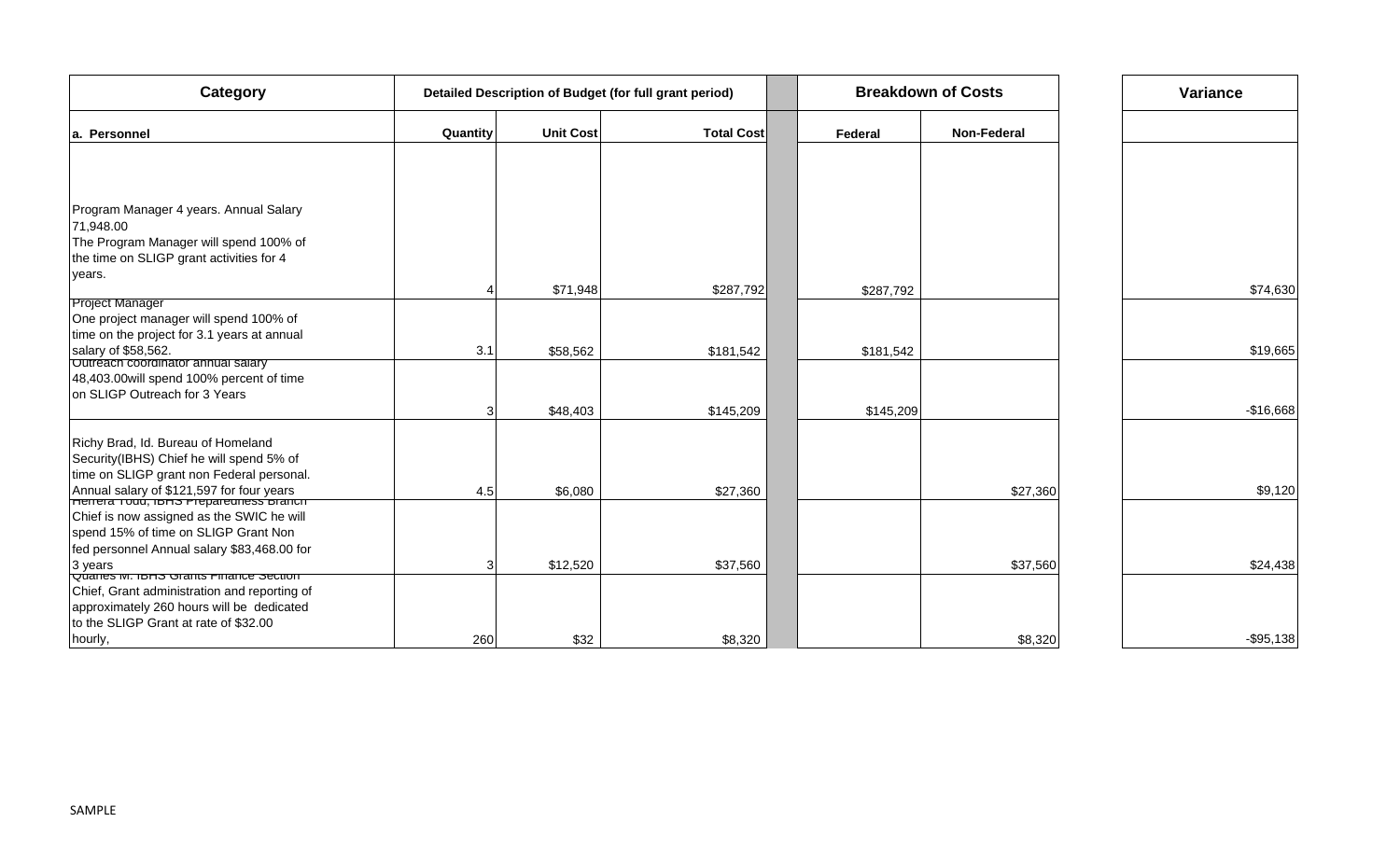| Category | Detailed Description of Budget (for full grant period) | | | | Breakdown of Costs | | | Variance |
|---|---|---|---|---|---|---|---|---|
| a. Personnel | Quantity | Unit Cost | Total Cost | | Federal | Non-Federal | | |
| Program Manager 4 years. Annual Salary 71,948.00 The Program Manager will spend 100% of the time on SLIGP grant activities for 4 years. | 4 | $71,948 | $287,792 | | $287,792 | | | $74,630 |
| Project Manager One project manager will spend 100% of time on the project for 3.1 years at annual salary of $58,562. | 3.1 | $58,562 | $181,542 | | $181,542 | | | $19,665 |
| Outreach coordinator annual salary 48,403.00will spend 100% percent of time on SLIGP Outreach for 3 Years | 3 | $48,403 | $145,209 | | $145,209 | | | -$16,668 |
| Richy Brad, Id. Bureau of Homeland Security(IBHS) Chief he will spend 5% of time on SLIGP grant non Federal personal. Annual salary of $121,597 for four years | 4.5 | $6,080 | $27,360 | | | $27,360 | | $9,120 |
| Herrera Todd, IBHS Preparedness Branch Chief is now assigned as the SWIC he will spend 15% of time on SLIGP Grant Non fed personnel Annual salary $83,468.00 for 3 years | 3 | $12,520 | $37,560 | | | $37,560 | | $24,438 |
| Quarles M. IBHS Grants Finance Section Chief, Grant administration and reporting of approximately 260 hours will be dedicated to the SLIGP Grant at rate of $32.00 hourly, | 260 | $32 | $8,320 | | | $8,320 | | -$95,138 |

SAMPLE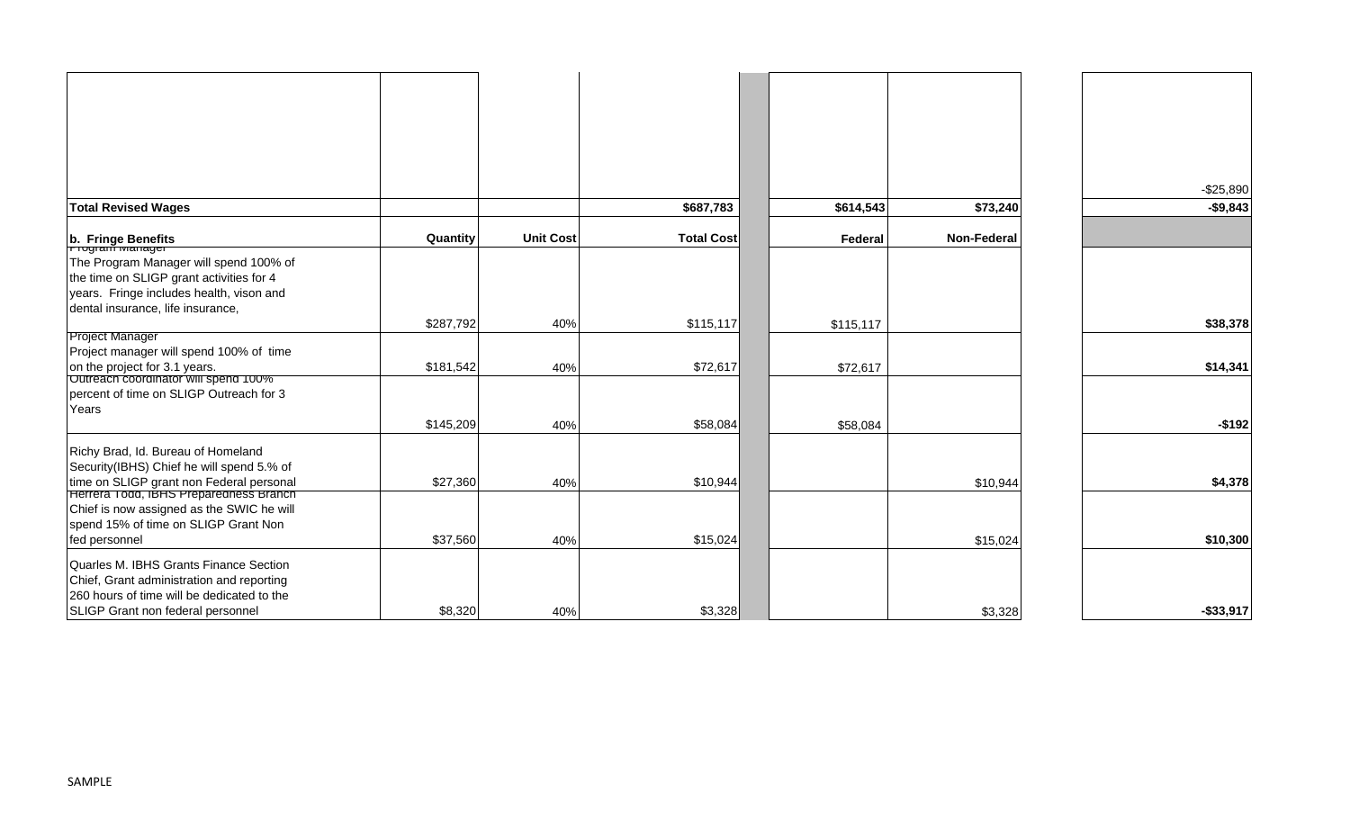| | | | | | | | |
|---|---|---|---|---|---|---|---|
| | | | | | | | -$25,890 |
| **Total Revised Wages** | | | **$687,783** | | **$614,543** | **$73,240** | **-$9,843** |
| **b. Fringe Benefits** | **Quantity** | **Unit Cost** | **Total Cost** | | **Federal** | **Non-Federal** | |
| Program Manager The Program Manager will spend 100% of the time on SLIGP grant activities for 4 years. Fringe includes health, vison and dental insurance, life insurance, | $287,792 | 40% | $115,117 | | $115,117 | | **$38,378** |
| Project Manager Project manager will spend 100% of time on the project for 3.1 years. | $181,542 | 40% | $72,617 | | $72,617 | | **$14,341** |
| Outreach coordinator will spend 100% percent of time on SLIGP Outreach for 3 Years | $145,209 | 40% | $58,084 | | $58,084 | | **-$192** |
| Richy Brad, Id. Bureau of Homeland Security(IBHS) Chief he will spend 5.% of time on SLIGP grant non Federal personal | $27,360 | 40% | $10,944 | | | $10,944 | **$4,378** |
| Herrera Todd, IBHS Preparedness Branch Chief is now assigned as the SWIC he will spend 15% of time on SLIGP Grant Non fed personnel | $37,560 | 40% | $15,024 | | | $15,024 | **$10,300** |
| Quarles M. IBHS Grants Finance Section Chief, Grant administration and reporting 260 hours of time will be dedicated to the SLIGP Grant non federal personnel | $8,320 | 40% | $3,328 | | | $3,328 | **-$33,917** |

SAMPLE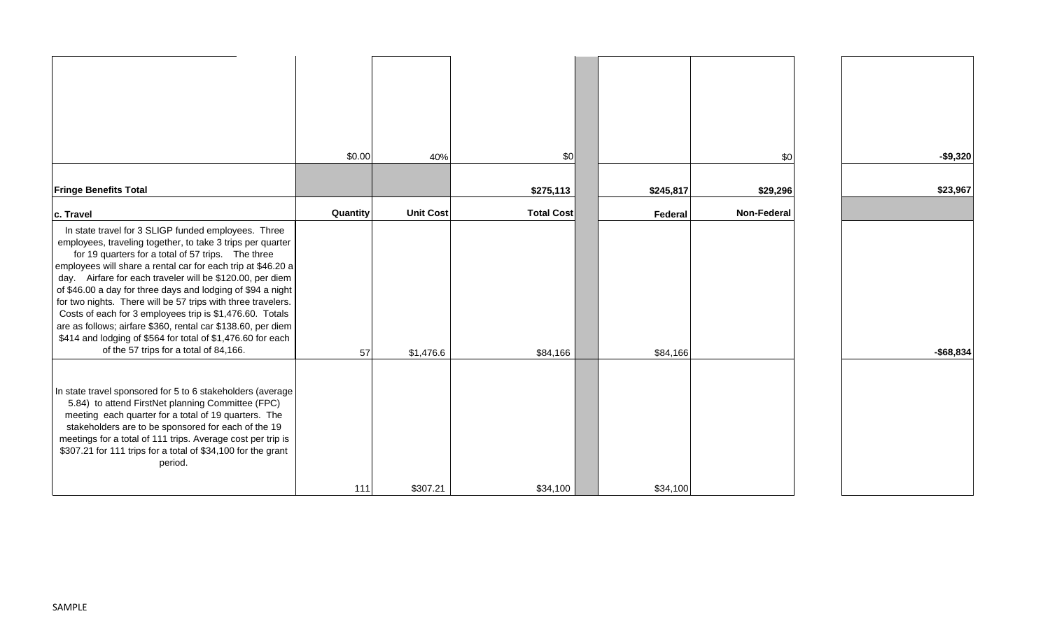| | | | | | | | | |
|---|---|---|---|---|---|---|---|---|
| | $0.00 | 40% | $0 | | | $0 | | -$9,320 |
| | | | | | | | | |
| **Fringe Benefits Total** | | | **$275,113** | | **$245,817** | **$29,296** | | **$23,967** |
| **c. Travel** | **Quantity** | **Unit Cost** | **Total Cost** | | **Federal** | **Non-Federal** | | |
| In state travel for 3 SLIGP funded employees. Three employees, traveling together, to take 3 trips per quarter for 19 quarters for a total of 57 trips. The three employees will share a rental car for each trip at $46.20 a day. Airfare for each traveler will be $120.00, per diem of $46.00 a day for three days and lodging of $94 a night for two nights. There will be 57 trips with three travelers. Costs of each for 3 employees trip is $1,476.60. Totals are as follows; airfare $360, rental car $138.60, per diem $414 and lodging of $564 for total of $1,476.60 for each of the 57 trips for a total of 84,166. | 57 | $1,476.6 | $84,166 | | $84,166 | | | -$68,834 |
| In state travel sponsored for 5 to 6 stakeholders (average 5.84) to attend FirstNet planning Committee (FPC) meeting each quarter for a total of 19 quarters. The stakeholders are to be sponsored for each of the 19 meetings for a total of 111 trips. Average cost per trip is $307.21 for 111 trips for a total of $34,100 for the grant period. | 111 | $307.21 | $34,100 | | $34,100 | | | |

SAMPLE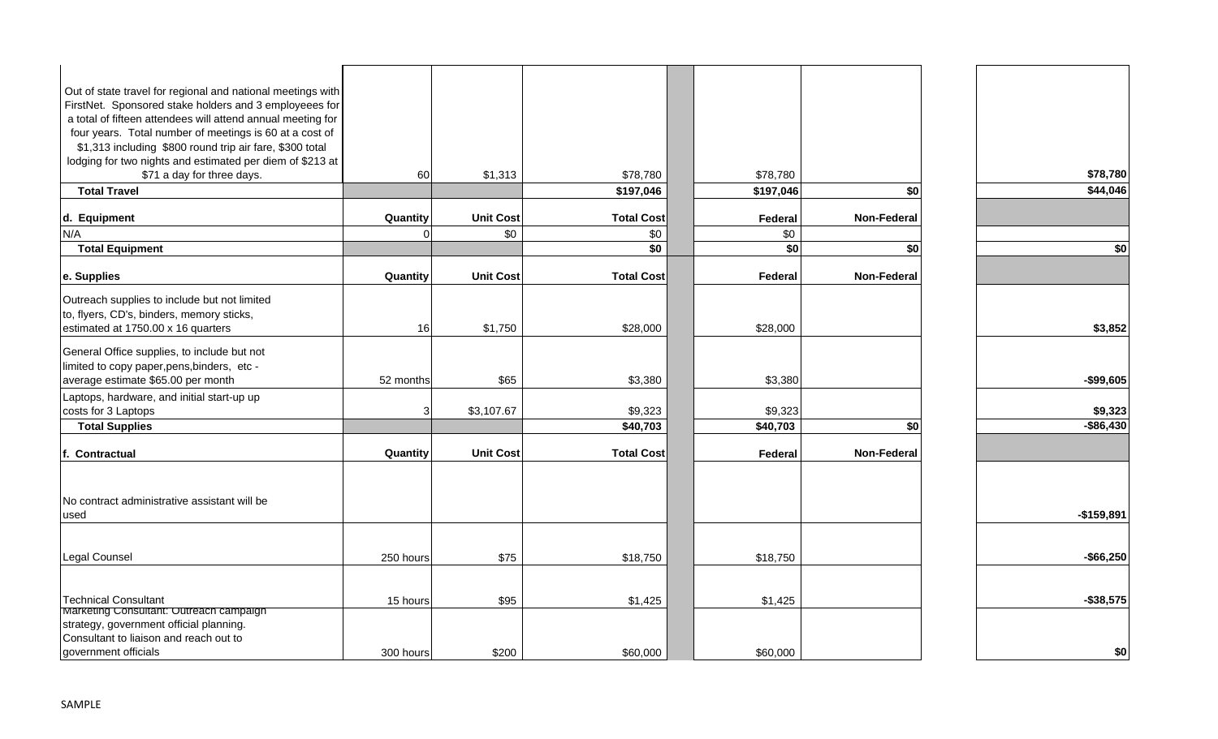| | | | | | | | |
|---|---|---|---|---|---|---|---|
| Out of state travel for regional and national meetings with FirstNet. Sponsored stake holders and 3 employeees for a total of fifteen attendees will attend annual meeting for four years. Total number of meetings is 60 at a cost of $1,313 including $800 round trip air fare, $300 total lodging for two nights and estimated per diem of $213 at $71 a day for three days. | 60 | $1,313 | $78,780 | | $78,780 | | $78,780 |
| **Total Travel** | | | **$197,046** | | **$197,046** | **$0** | **$44,046** |
| **d. Equipment** | **Quantity** | **Unit Cost** | **Total Cost** | | **Federal** | **Non-Federal** | |
| N/A | 0 | $0 | $0 | | $0 | | |
| **Total Equipment** | | | **$0** | | **$0** | **$0** | **$0** |
| **e. Supplies** | **Quantity** | **Unit Cost** | **Total Cost** | | **Federal** | **Non-Federal** | |
| Outreach supplies to include but not limited to, flyers, CD's, binders, memory sticks, estimated at 1750.00 x 16 quarters | 16 | $1,750 | $28,000 | | $28,000 | | $3,852 |
| General Office supplies, to include but not limited to copy paper,pens,binders, etc - average estimate $65.00 per month | 52 months | $65 | $3,380 | | $3,380 | | -$99,605 |
| Laptops, hardware, and initial start-up up costs for 3 Laptops | 3 | $3,107.67 | $9,323 | | $9,323 | | $9,323 |
| **Total Supplies** | | | **$40,703** | | **$40,703** | **$0** | **-$86,430** |
| **f. Contractual** | **Quantity** | **Unit Cost** | **Total Cost** | | **Federal** | **Non-Federal** | |
| No contract administrative assistant will be used | | | | | | | -$159,891 |
| Legal Counsel | 250 hours | $75 | $18,750 | | $18,750 | | -$66,250 |
| Technical Consultant | 15 hours | $95 | $1,425 | | $1,425 | | -$38,575 |
| Marketing Consultant: Outreach campaign strategy, government official planning. Consultant to liaison and reach out to government officials | 300 hours | $200 | $60,000 | | $60,000 | | $0 |

SAMPLE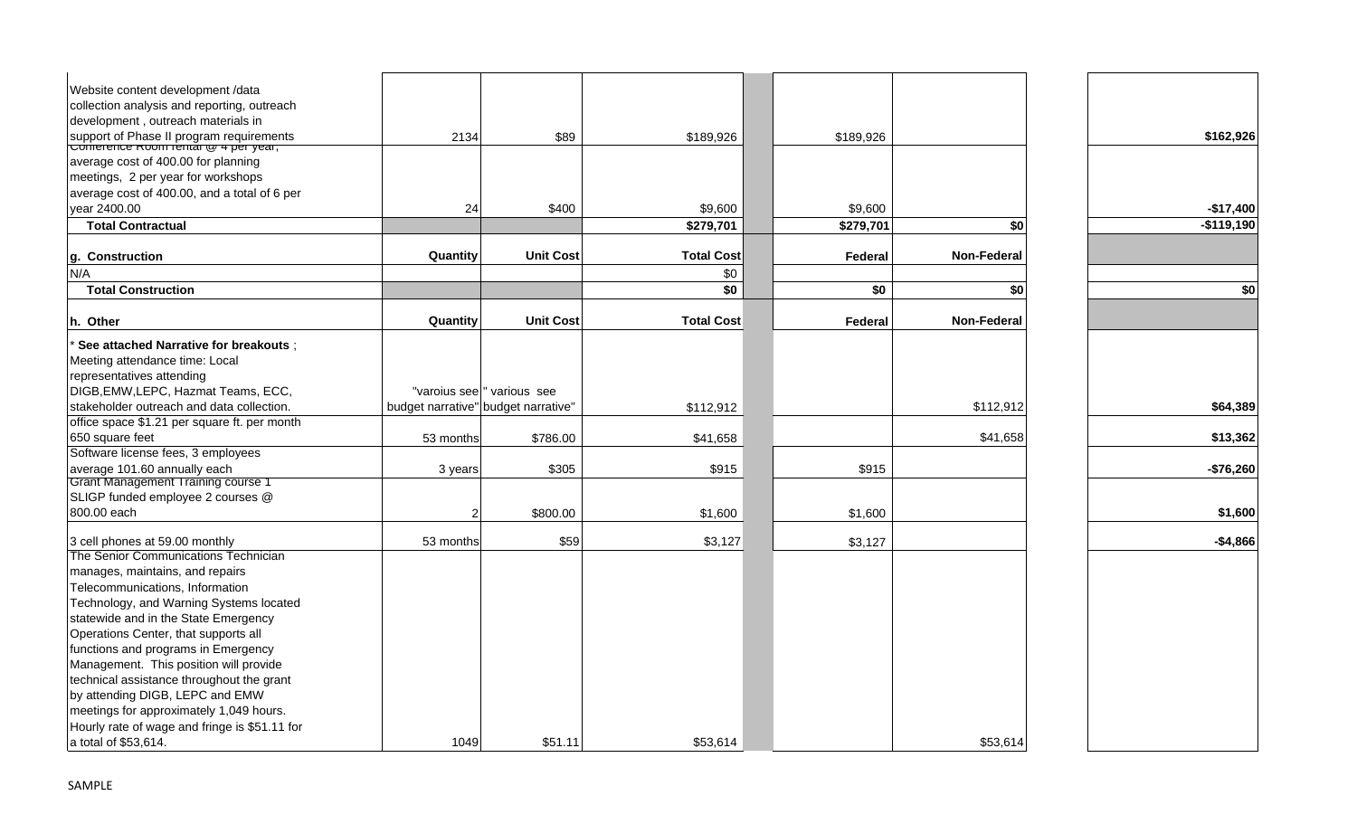| | | | | | | | |
|---|---|---|---|---|---|---|---|
| Website content development /data collection analysis and reporting, outreach development , outreach materials in support of Phase II program requirements | 2134 | $89 | $189,926 | | $189,926 | | $162,926 |
| Conference Room rental @ 4 per year, average cost of 400.00 for planning meetings, 2 per year for workshops average cost of 400.00, and a total of 6 per year 2400.00 | 24 | $400 | $9,600 | | $9,600 | | -$17,400 |
| **Total Contractual** | | | **$279,701** | | **$279,701** | **$0** | **-$119,190** |
| **g. Construction** | **Quantity** | **Unit Cost** | **Total Cost** | | **Federal** | **Non-Federal** | |
| N/A | | | $0 | | | | |
| **Total Construction** | | | **$0** | | **$0** | **$0** | **$0** |
| **h. Other** | **Quantity** | **Unit Cost** | **Total Cost** | | **Federal** | **Non-Federal** | |
| * **See attached Narrative for breakouts** ; Meeting attendance time: Local representatives attending DIGB,EMW,LEPC, Hazmat Teams, ECC, stakeholder outreach and data collection. | "varoius see budget narrative" | " various see budget narrative" | $112,912 | | | $112,912 | **$64,389** |
| office space $1.21 per square ft. per month 650 square feet | 53 months | $786.00 | $41,658 | | | $41,658 | **$13,362** |
| Software license fees, 3 employees average 101.60 annually each | 3 years | $305 | $915 | | $915 | | **-$76,260** |
| Grant Management Training course 1 SLIGP funded employee 2 courses @ 800.00 each | 2 | $800.00 | $1,600 | | $1,600 | | **$1,600** |
| 3 cell phones at 59.00 monthly | 53 months | $59 | $3,127 | | $3,127 | | **-$4,866** |
| The Senior Communications Technician manages, maintains, and repairs Telecommunications, Information Technology, and Warning Systems located statewide and in the State Emergency Operations Center, that supports all functions and programs in Emergency Management. This position will provide technical assistance throughout the grant by attending DIGB, LEPC and EMW meetings for approximately 1,049 hours. Hourly rate of wage and fringe is $51.11 for a total of $53,614. | 1049 | $51.11 | $53,614 | | | $53,614 | |

SAMPLE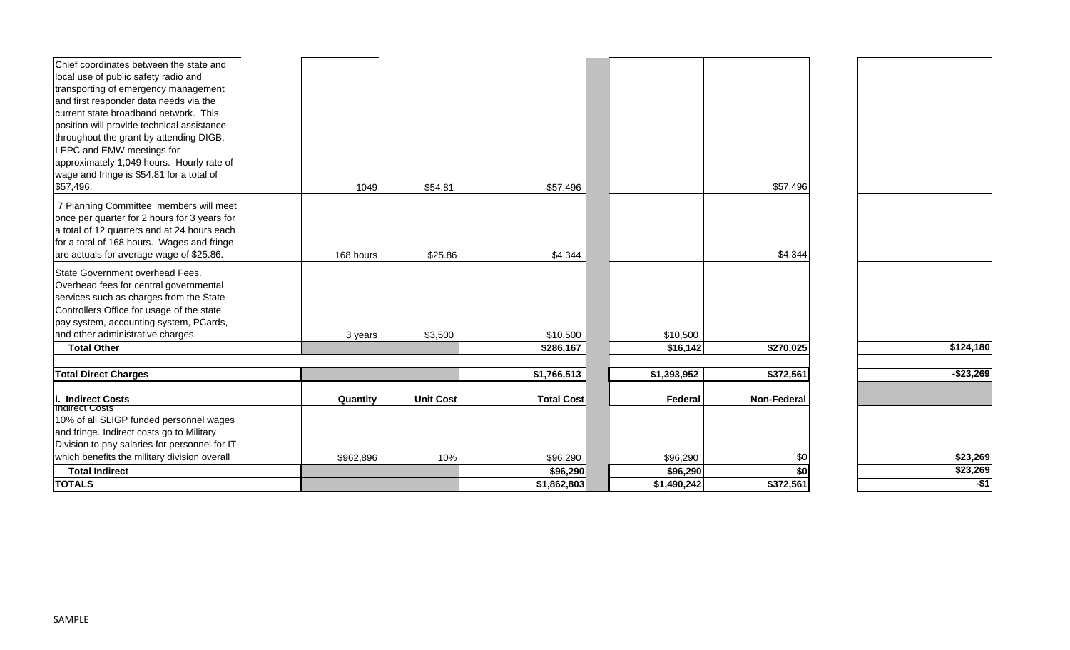| | | | | | | | |
|---|---|---|---|---|---|---|---|
| Chief coordinates between the state and local use of public safety radio and transporting of emergency management and first responder data needs via the current state broadband network. This position will provide technical assistance throughout the grant by attending DIGB, LEPC and EMW meetings for approximately 1,049 hours. Hourly rate of wage and fringe is $54.81 for a total of $57,496. | 1049 | $54.81 | $57,496 | | | $57,496 | |
| 7 Planning Committee members will meet once per quarter for 2 hours for 3 years for a total of 12 quarters and at 24 hours each for a total of 168 hours. Wages and fringe are actuals for average wage of $25.86. | 168 hours | $25.86 | $4,344 | | | $4,344 | |
| State Government overhead Fees. Overhead fees for central governmental services such as charges from the State Controllers Office for usage of the state pay system, accounting system, PCards, and other administrative charges. | 3 years | $3,500 | $10,500 | | $10,500 | | |
| **Total Other** | | | **$286,167** | | **$16,142** | **$270,025** | **$124,180** |
| | | | | | | | |
| **Total Direct Charges** | | | **$1,766,513** | | **$1,393,952** | **$372,561** | **-$23,269** |
| **i. Indirect Costs** | **Quantity** | **Unit Cost** | **Total Cost** | | **Federal** | **Non-Federal** | |
| Indirect Costs 10% of all SLIGP funded personnel wages and fringe. Indirect costs go to Military Division to pay salaries for personnel for IT which benefits the military division overall | $962,896 | 10% | $96,290 | | $96,290 | $0 | **$23,269** |
| **Total Indirect** | | | **$96,290** | | **$96,290** | **$0** | **$23,269** |
| **TOTALS** | | | **$1,862,803** | | **$1,490,242** | **$372,561** | **-$1** |

SAMPLE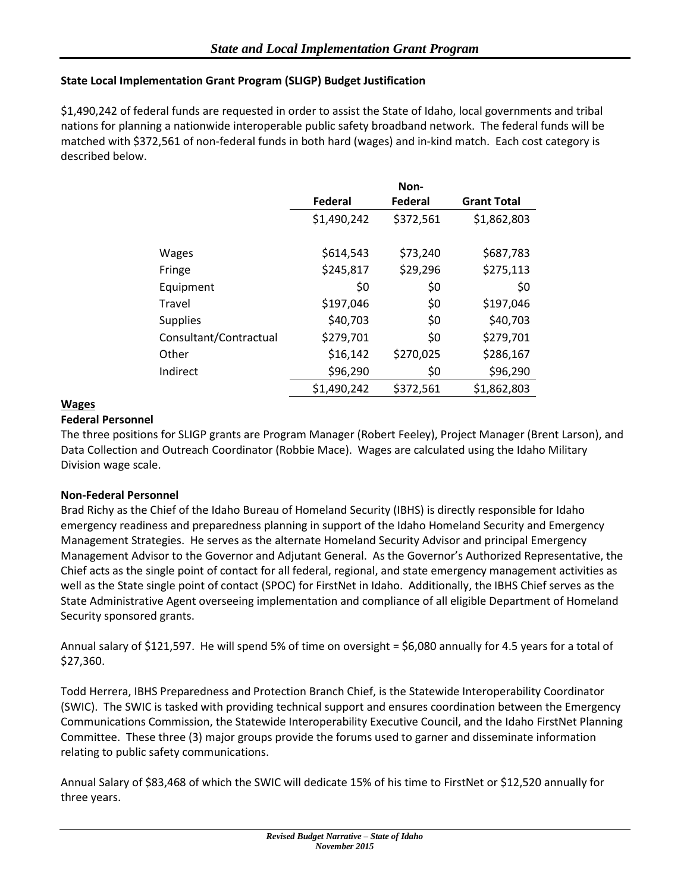**State Local Implementation Grant Program (SLIGP) Budget Justification**

$1,490,242 of federal funds are requested in order to assist the State of Idaho, local governments and tribal nations for planning a nationwide interoperable public safety broadband network. The federal funds will be matched with $372,561 of non-federal funds in both hard (wages) and in-kind match. Each cost category is described below.

| | Federal | Non-Federal | Grant Total |
|---|---|---|---|
| | $1,490,242 | $372,561 | $1,862,803 |
| Wages | $614,543 | $73,240 | $687,783 |
| Fringe | $245,817 | $29,296 | $275,113 |
| Equipment | $0 | $0 | $0 |
| Travel | $197,046 | $0 | $197,046 |
| Supplies | $40,703 | $0 | $40,703 |
| Consultant/Contractual | $279,701 | $0 | $279,701 |
| Other | $16,142 | $270,025 | $286,167 |
| Indirect | $96,290 | $0 | $96,290 |
| | $1,490,242 | $372,561 | $1,862,803 |

**Wages**

**Federal Personnel**

The three positions for SLIGP grants are Program Manager (Robert Feeley), Project Manager (Brent Larson), and Data Collection and Outreach Coordinator (Robbie Mace). Wages are calculated using the Idaho Military Division wage scale.

**Non-Federal Personnel**

Brad Richy as the Chief of the Idaho Bureau of Homeland Security (IBHS) is directly responsible for Idaho emergency readiness and preparedness planning in support of the Idaho Homeland Security and Emergency Management Strategies. He serves as the alternate Homeland Security Advisor and principal Emergency Management Advisor to the Governor and Adjutant General. As the Governor's Authorized Representative, the Chief acts as the single point of contact for all federal, regional, and state emergency management activities as well as the State single point of contact (SPOC) for FirstNet in Idaho. Additionally, the IBHS Chief serves as the State Administrative Agent overseeing implementation and compliance of all eligible Department of Homeland Security sponsored grants.

Annual salary of $121,597. He will spend 5% of time on oversight = $6,080 annually for 4.5 years for a total of $27,360.

Todd Herrera, IBHS Preparedness and Protection Branch Chief, is the Statewide Interoperability Coordinator (SWIC). The SWIC is tasked with providing technical support and ensures coordination between the Emergency Communications Commission, the Statewide Interoperability Executive Council, and the Idaho FirstNet Planning Committee. These three (3) major groups provide the forums used to garner and disseminate information relating to public safety communications.

Annual Salary of $83,468 of which the SWIC will dedicate 15% of his time to FirstNet or $12,520 annually for three years.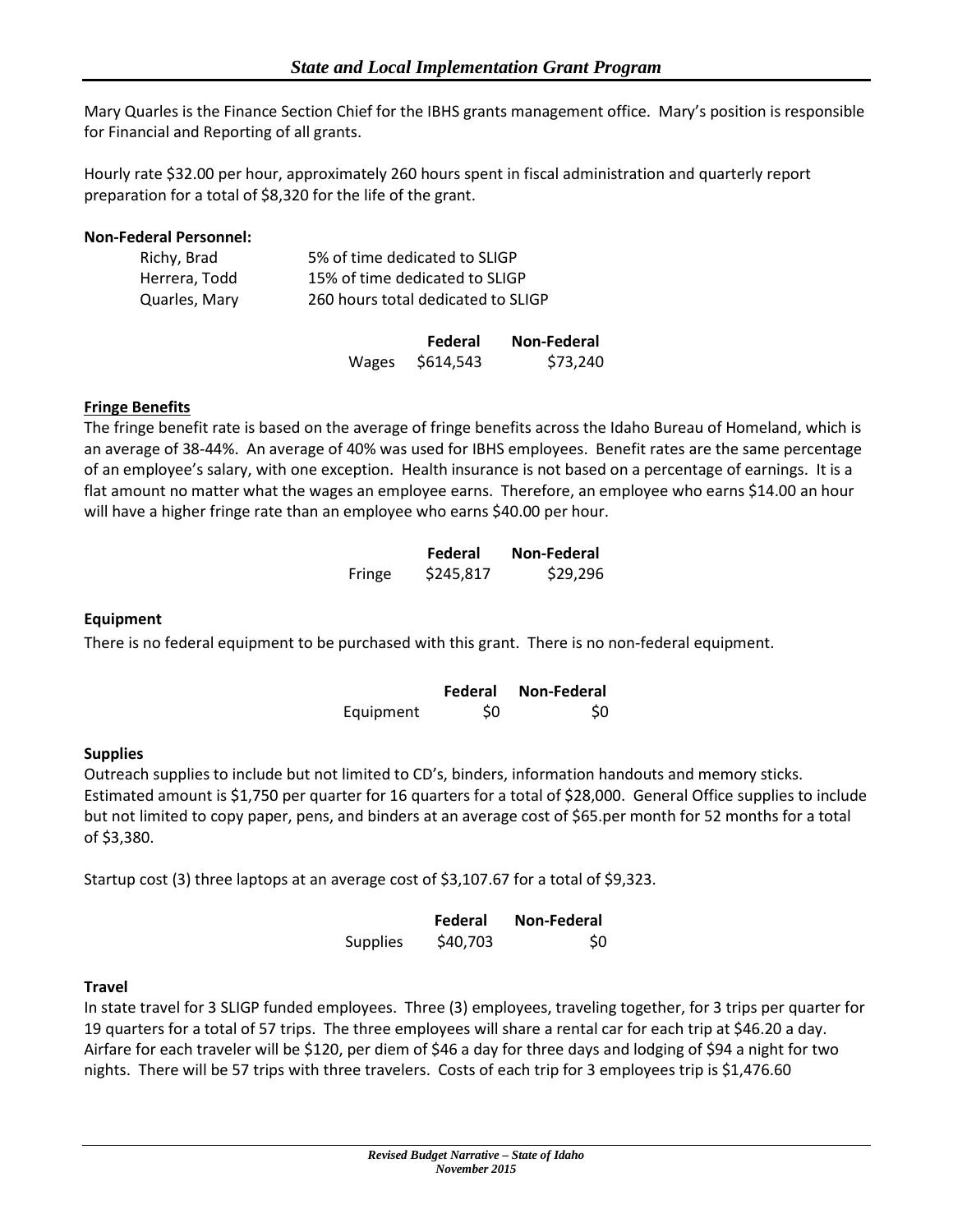Mary Quarles is the Finance Section Chief for the IBHS grants management office. Mary's position is responsible for Financial and Reporting of all grants.

Hourly rate $32.00 per hour, approximately 260 hours spent in fiscal administration and quarterly report preparation for a total of $8,320 for the life of the grant.

**Non-Federal Personnel:**

| | |
|---|---|
| Richy, Brad | 5% of time dedicated to SLIGP |
| Herrera, Todd | 15% of time dedicated to SLIGP |
| Quarles, Mary | 260 hours total dedicated to SLIGP |

| | Federal | Non-Federal |
|---|---|---|
| Wages | $614,543 | $73,240 |

**Fringe Benefits**

The fringe benefit rate is based on the average of fringe benefits across the Idaho Bureau of Homeland, which is an average of 38-44%. An average of 40% was used for IBHS employees. Benefit rates are the same percentage of an employee's salary, with one exception. Health insurance is not based on a percentage of earnings. It is a flat amount no matter what the wages an employee earns. Therefore, an employee who earns $14.00 an hour will have a higher fringe rate than an employee who earns $40.00 per hour.

| | Federal | Non-Federal |
|---|---|---|
| Fringe | $245,817 | $29,296 |

**Equipment**

There is no federal equipment to be purchased with this grant. There is no non-federal equipment.

| | Federal | Non-Federal |
|---|---|---|
| Equipment | $0 | $0 |

**Supplies**

Outreach supplies to include but not limited to CD's, binders, information handouts and memory sticks. Estimated amount is $1,750 per quarter for 16 quarters for a total of $28,000. General Office supplies to include but not limited to copy paper, pens, and binders at an average cost of $65.per month for 52 months for a total of $3,380.

Startup cost (3) three laptops at an average cost of $3,107.67 for a total of $9,323.

| | Federal | Non-Federal |
|---|---|---|
| Supplies | $40,703 | $0 |

**Travel**

In state travel for 3 SLIGP funded employees. Three (3) employees, traveling together, for 3 trips per quarter for 19 quarters for a total of 57 trips. The three employees will share a rental car for each trip at $46.20 a day. Airfare for each traveler will be $120, per diem of $46 a day for three days and lodging of $94 a night for two nights. There will be 57 trips with three travelers. Costs of each trip for 3 employees trip is $1,476.60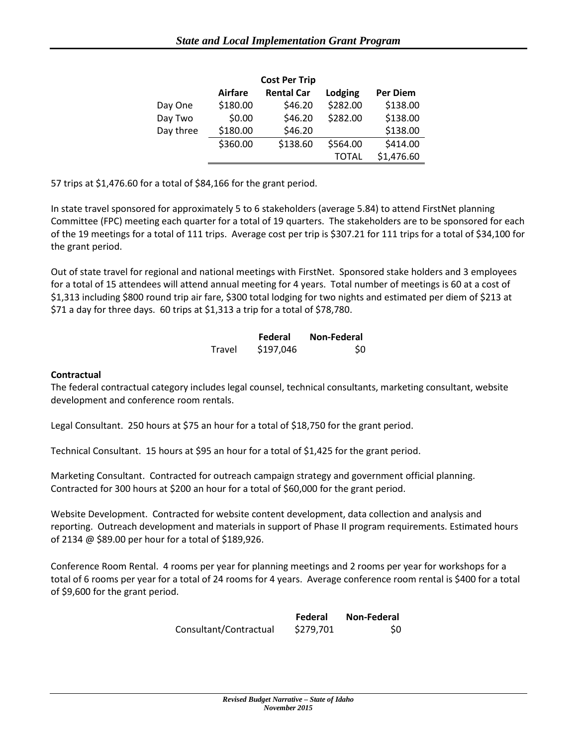| | Cost Per Trip | | | |
|---|---|---|---|---|
| | **Airfare** | **Rental Car** | **Lodging** | **Per Diem** |
| Day One | $180.00 | $46.20 | $282.00 | $138.00 |
| Day Two | $0.00 | $46.20 | $282.00 | $138.00 |
| Day three | $180.00 | $46.20 | | $138.00 |
| | $360.00 | $138.60 | $564.00 | $414.00 |
| | | | TOTAL | $1,476.60 |

57 trips at $1,476.60 for a total of $84,166 for the grant period.

In state travel sponsored for approximately 5 to 6 stakeholders (average 5.84) to attend FirstNet planning Committee (FPC) meeting each quarter for a total of 19 quarters. The stakeholders are to be sponsored for each of the 19 meetings for a total of 111 trips. Average cost per trip is $307.21 for 111 trips for a total of $34,100 for the grant period.

Out of state travel for regional and national meetings with FirstNet. Sponsored stake holders and 3 employees for a total of 15 attendees will attend annual meeting for 4 years. Total number of meetings is 60 at a cost of $1,313 including $800 round trip air fare, $300 total lodging for two nights and estimated per diem of $213 at $71 a day for three days. 60 trips at $1,313 a trip for a total of $78,780.

| | Federal | Non-Federal |
|---|---|---|
| Travel | $197,046 | $0 |

**Contractual**

The federal contractual category includes legal counsel, technical consultants, marketing consultant, website development and conference room rentals.

Legal Consultant. 250 hours at $75 an hour for a total of $18,750 for the grant period.

Technical Consultant. 15 hours at $95 an hour for a total of $1,425 for the grant period.

Marketing Consultant. Contracted for outreach campaign strategy and government official planning. Contracted for 300 hours at $200 an hour for a total of $60,000 for the grant period.

Website Development. Contracted for website content development, data collection and analysis and reporting. Outreach development and materials in support of Phase II program requirements. Estimated hours of 2134 @ $89.00 per hour for a total of $189,926.

Conference Room Rental. 4 rooms per year for planning meetings and 2 rooms per year for workshops for a total of 6 rooms per year for a total of 24 rooms for 4 years. Average conference room rental is $400 for a total of $9,600 for the grant period.

| | Federal | Non-Federal |
|---|---|---|
| Consultant/Contractual | $279,701 | $0 |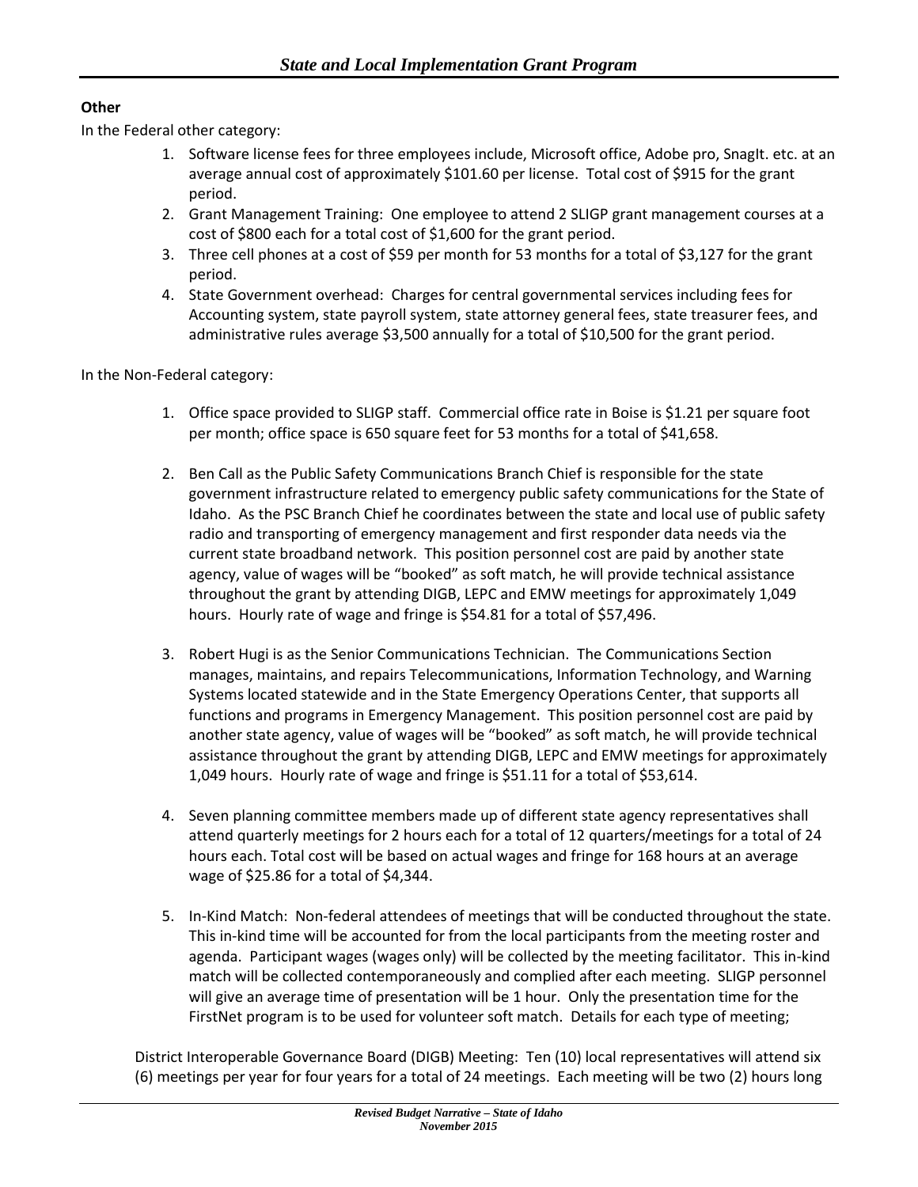**Other**

In the Federal other category:

1. Software license fees for three employees include, Microsoft office, Adobe pro, SnagIt. etc. at an average annual cost of approximately $101.60 per license. Total cost of $915 for the grant period.
2. Grant Management Training: One employee to attend 2 SLIGP grant management courses at a cost of $800 each for a total cost of $1,600 for the grant period.
3. Three cell phones at a cost of $59 per month for 53 months for a total of $3,127 for the grant period.
4. State Government overhead: Charges for central governmental services including fees for Accounting system, state payroll system, state attorney general fees, state treasurer fees, and administrative rules average $3,500 annually for a total of $10,500 for the grant period.

In the Non-Federal category:

1. Office space provided to SLIGP staff. Commercial office rate in Boise is $1.21 per square foot per month; office space is 650 square feet for 53 months for a total of $41,658.

2. Ben Call as the Public Safety Communications Branch Chief is responsible for the state government infrastructure related to emergency public safety communications for the State of Idaho. As the PSC Branch Chief he coordinates between the state and local use of public safety radio and transporting of emergency management and first responder data needs via the current state broadband network. This position personnel cost are paid by another state agency, value of wages will be "booked" as soft match, he will provide technical assistance throughout the grant by attending DIGB, LEPC and EMW meetings for approximately 1,049 hours. Hourly rate of wage and fringe is $54.81 for a total of $57,496.

3. Robert Hugi is as the Senior Communications Technician. The Communications Section manages, maintains, and repairs Telecommunications, Information Technology, and Warning Systems located statewide and in the State Emergency Operations Center, that supports all functions and programs in Emergency Management. This position personnel cost are paid by another state agency, value of wages will be "booked" as soft match, he will provide technical assistance throughout the grant by attending DIGB, LEPC and EMW meetings for approximately 1,049 hours. Hourly rate of wage and fringe is $51.11 for a total of $53,614.

4. Seven planning committee members made up of different state agency representatives shall attend quarterly meetings for 2 hours each for a total of 12 quarters/meetings for a total of 24 hours each. Total cost will be based on actual wages and fringe for 168 hours at an average wage of $25.86 for a total of $4,344.

5. In-Kind Match: Non-federal attendees of meetings that will be conducted throughout the state. This in-kind time will be accounted for from the local participants from the meeting roster and agenda. Participant wages (wages only) will be collected by the meeting facilitator. This in-kind match will be collected contemporaneously and complied after each meeting. SLIGP personnel will give an average time of presentation will be 1 hour. Only the presentation time for the FirstNet program is to be used for volunteer soft match. Details for each type of meeting;

District Interoperable Governance Board (DIGB) Meeting: Ten (10) local representatives will attend six (6) meetings per year for four years for a total of 24 meetings. Each meeting will be two (2) hours long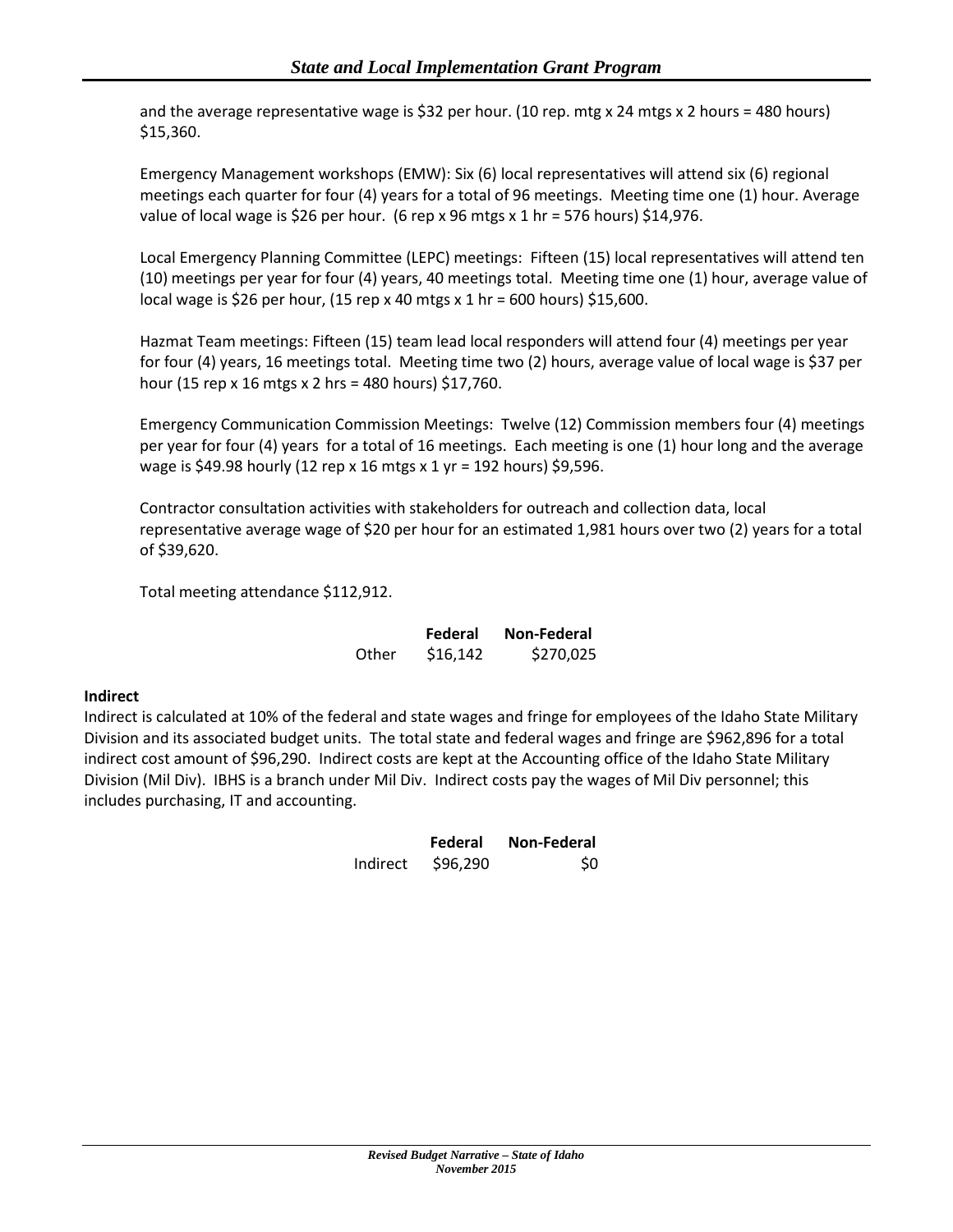and the average representative wage is $32 per hour. (10 rep. mtg x 24 mtgs x 2 hours = 480 hours) $15,360.

Emergency Management workshops (EMW): Six (6) local representatives will attend six (6) regional meetings each quarter for four (4) years for a total of 96 meetings. Meeting time one (1) hour. Average value of local wage is $26 per hour. (6 rep x 96 mtgs x 1 hr = 576 hours) $14,976.

Local Emergency Planning Committee (LEPC) meetings: Fifteen (15) local representatives will attend ten (10) meetings per year for four (4) years, 40 meetings total. Meeting time one (1) hour, average value of local wage is $26 per hour, (15 rep x 40 mtgs x 1 hr = 600 hours) $15,600.

Hazmat Team meetings: Fifteen (15) team lead local responders will attend four (4) meetings per year for four (4) years, 16 meetings total. Meeting time two (2) hours, average value of local wage is $37 per hour (15 rep x 16 mtgs x 2 hrs = 480 hours) $17,760.

Emergency Communication Commission Meetings: Twelve (12) Commission members four (4) meetings per year for four (4) years for a total of 16 meetings. Each meeting is one (1) hour long and the average wage is $49.98 hourly (12 rep x 16 mtgs x 1 yr = 192 hours) $9,596.

Contractor consultation activities with stakeholders for outreach and collection data, local representative average wage of $20 per hour for an estimated 1,981 hours over two (2) years for a total of $39,620.

Total meeting attendance $112,912.

| | Federal | Non-Federal |
|---|---|---|
| Other | $16,142 | $270,025 |

**Indirect**

Indirect is calculated at 10% of the federal and state wages and fringe for employees of the Idaho State Military Division and its associated budget units. The total state and federal wages and fringe are $962,896 for a total indirect cost amount of $96,290. Indirect costs are kept at the Accounting office of the Idaho State Military Division (Mil Div). IBHS is a branch under Mil Div. Indirect costs pay the wages of Mil Div personnel; this includes purchasing, IT and accounting.

| | Federal | Non-Federal |
|---|---|---|
| Indirect | $96,290 | $0 |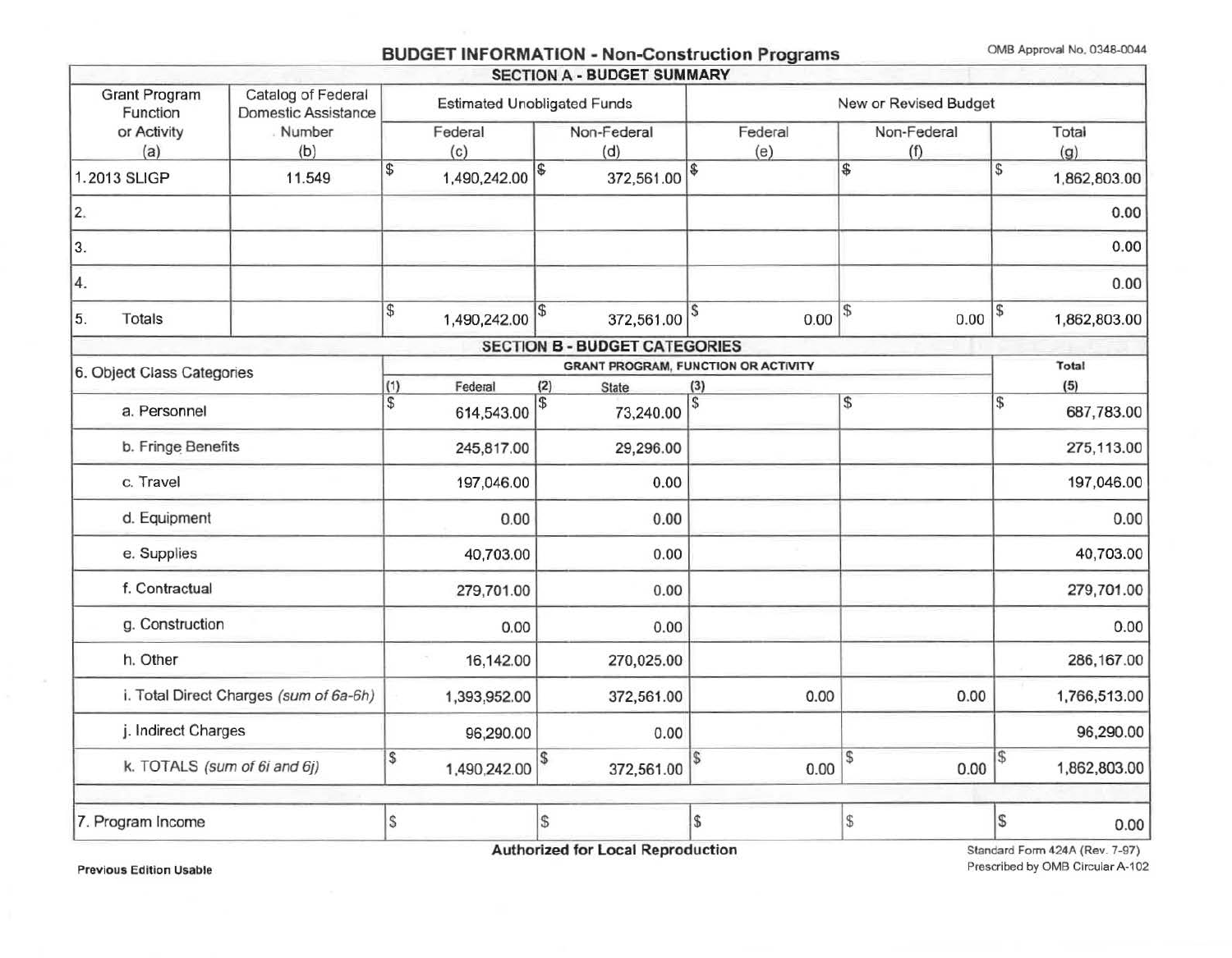# BUDGET INFORMATION - Non-Construction Programs

OMB Approval No. 0348-0044

## SECTION A - BUDGET SUMMARY

| Grant Program Function or Activity (a) | Catalog of Federal Domestic Assistance Number (b) | Estimated Unobligated Funds | | New or Revised Budget | | |
|---|---|---|---|---|---|---|
| | | Federal (c) | Non-Federal (d) | Federal (e) | Non-Federal (f) | Total (g) |
| 1. 2013 SLIGP | 11.549 | $ 1,490,242.00 | $ 372,561.00 | $ | $ | $ 1,862,803.00 |
| 2. | | | | | | 0.00 |
| 3. | | | | | | 0.00 |
| 4. | | | | | | 0.00 |
| 5. Totals | | $ 1,490,242.00 | $ 372,561.00 | $ 0.00 | $ 0.00 | $ 1,862,803.00 |

## SECTION B - BUDGET CATEGORIES

| 6. Object Class Categories | GRANT PROGRAM, FUNCTION OR ACTIVITY | | | | Total |
|---|---|---|---|---|---|
| | (1) Federal | (2) State | (3) | | (5) |
| a. Personnel | $ 614,543.00 | $ 73,240.00 | $ | $ | $ 687,783.00 |
| b. Fringe Benefits | 245,817.00 | 29,296.00 | | | 275,113.00 |
| c. Travel | 197,046.00 | 0.00 | | | 197,046.00 |
| d. Equipment | 0.00 | 0.00 | | | 0.00 |
| e. Supplies | 40,703.00 | 0.00 | | | 40,703.00 |
| f. Contractual | 279,701.00 | 0.00 | | | 279,701.00 |
| g. Construction | 0.00 | 0.00 | | | 0.00 |
| h. Other | 16,142.00 | 270,025.00 | | | 286,167.00 |
| i. Total Direct Charges *(sum of 6a-6h)* | 1,393,952.00 | 372,561.00 | 0.00 | 0.00 | 1,766,513.00 |
| j. Indirect Charges | 96,290.00 | 0.00 | | | 96,290.00 |
| k. TOTALS *(sum of 6i and 6j)* | $ 1,490,242.00 | $ 372,561.00 | $ 0.00 | $ 0.00 | $ 1,862,803.00 |
| 7. Program Income | $ | $ | $ | $ | $ 0.00 |

**Authorized for Local Reproduction**

**Previous Edition Usable**

Standard Form 424A (Rev. 7-97)
Prescribed by OMB Circular A-102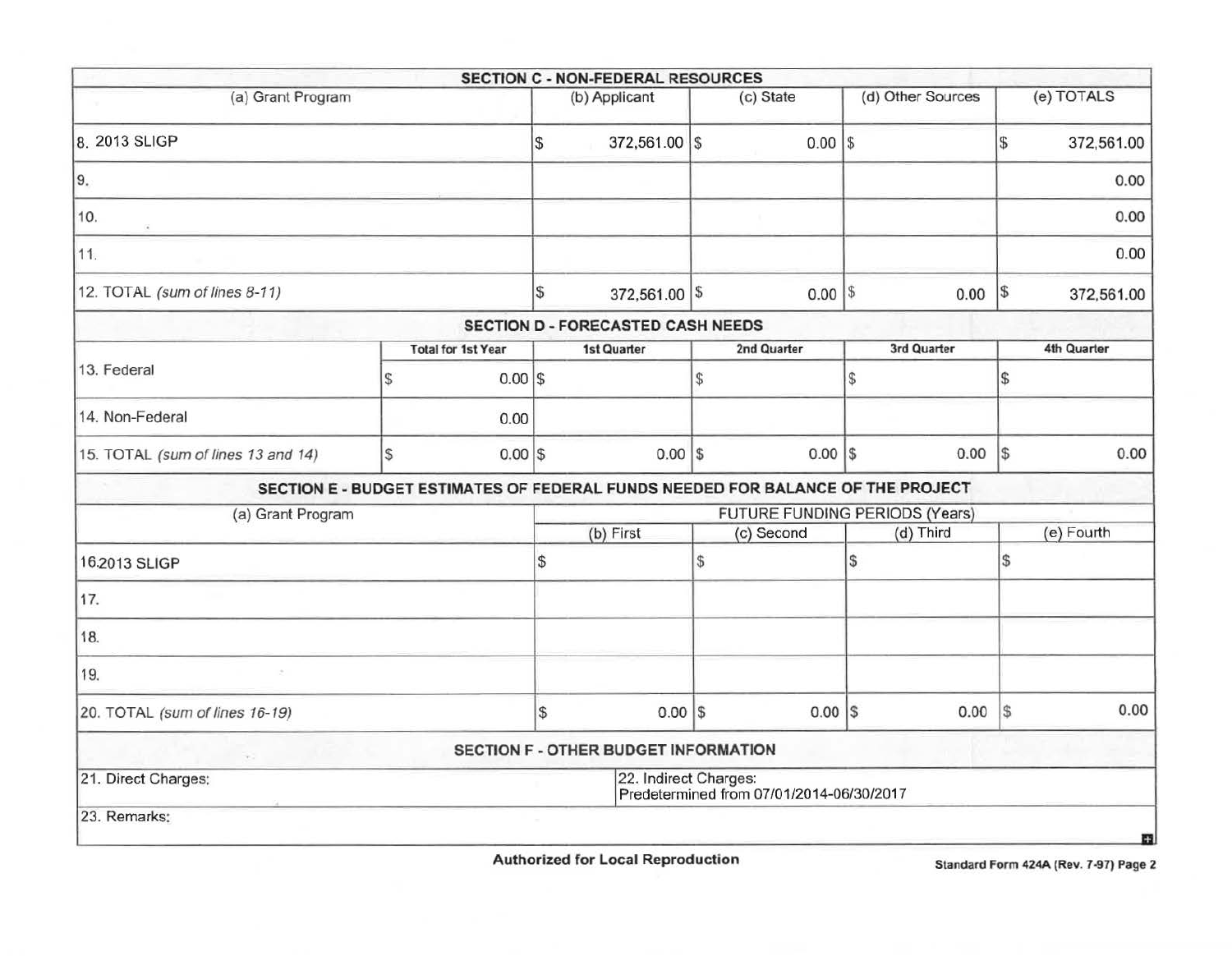| SECTION C - NON-FEDERAL RESOURCES | | | | |
|---|---|---|---|---|
| (a) Grant Program | (b) Applicant | (c) State | (d) Other Sources | (e) TOTALS |
| 8. 2013 SLIGP | $ 372,561.00 | $ 0.00 | $ | $ 372,561.00 |
| 9. | | | | 0.00 |
| 10. | | | | 0.00 |
| 11. | | | | 0.00 |
| 12. TOTAL *(sum of lines 8-11)* | $ 372,561.00 | $ 0.00 | $ 0.00 | $ 372,561.00 |

| SECTION D - FORECASTED CASH NEEDS | | | | | |
|---|---|---|---|---|---|
| | Total for 1st Year | 1st Quarter | 2nd Quarter | 3rd Quarter | 4th Quarter |
| 13. Federal | $ 0.00 | $ | $ | $ | $ |
| 14. Non-Federal | 0.00 | | | | |
| 15. TOTAL *(sum of lines 13 and 14)* | $ 0.00 | $ 0.00 | $ 0.00 | $ 0.00 | $ 0.00 |

| SECTION E - BUDGET ESTIMATES OF FEDERAL FUNDS NEEDED FOR BALANCE OF THE PROJECT | | | | |
|---|---|---|---|---|
| (a) Grant Program | FUTURE FUNDING PERIODS (Years) | | | |
| | (b) First | (c) Second | (d) Third | (e) Fourth |
| 16.2013 SLIGP | $ | $ | $ | $ |
| 17. | | | | |
| 18. | | | | |
| 19. | | | | |
| 20. TOTAL *(sum of lines 16-19)* | $ 0.00 | $ 0.00 | $ 0.00 | $ 0.00 |

| SECTION F - OTHER BUDGET INFORMATION | |
|---|---|
| 21. Direct Charges: | 22. Indirect Charges: Predetermined from 07/01/2014-06/30/2017 |
| 23. Remarks: | |

**Authorized for Local Reproduction**

Standard Form 424A (Rev. 7-97) Page 2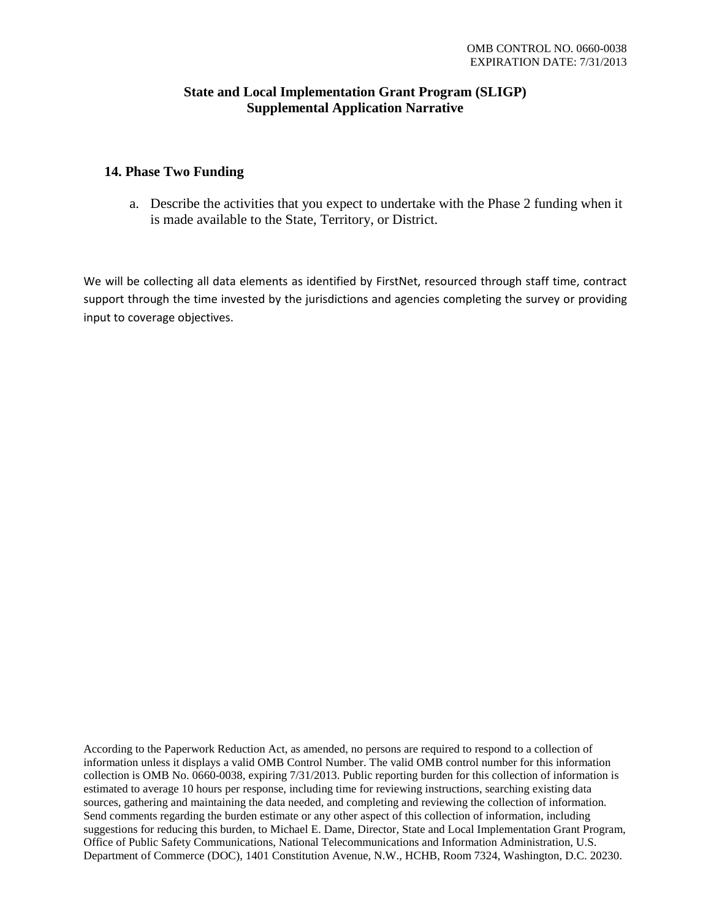OMB CONTROL NO. 0660-0038
EXPIRATION DATE: 7/31/2013

**State and Local Implementation Grant Program (SLIGP)**
**Supplemental Application Narrative**

### 14. Phase Two Funding

a. Describe the activities that you expect to undertake with the Phase 2 funding when it is made available to the State, Territory, or District.

We will be collecting all data elements as identified by FirstNet, resourced through staff time, contract support through the time invested by the jurisdictions and agencies completing the survey or providing input to coverage objectives.

According to the Paperwork Reduction Act, as amended, no persons are required to respond to a collection of information unless it displays a valid OMB Control Number. The valid OMB control number for this information collection is OMB No. 0660-0038, expiring 7/31/2013. Public reporting burden for this collection of information is estimated to average 10 hours per response, including time for reviewing instructions, searching existing data sources, gathering and maintaining the data needed, and completing and reviewing the collection of information. Send comments regarding the burden estimate or any other aspect of this collection of information, including suggestions for reducing this burden, to Michael E. Dame, Director, State and Local Implementation Grant Program, Office of Public Safety Communications, National Telecommunications and Information Administration, U.S. Department of Commerce (DOC), 1401 Constitution Avenue, N.W., HCHB, Room 7324, Washington, D.C. 20230.